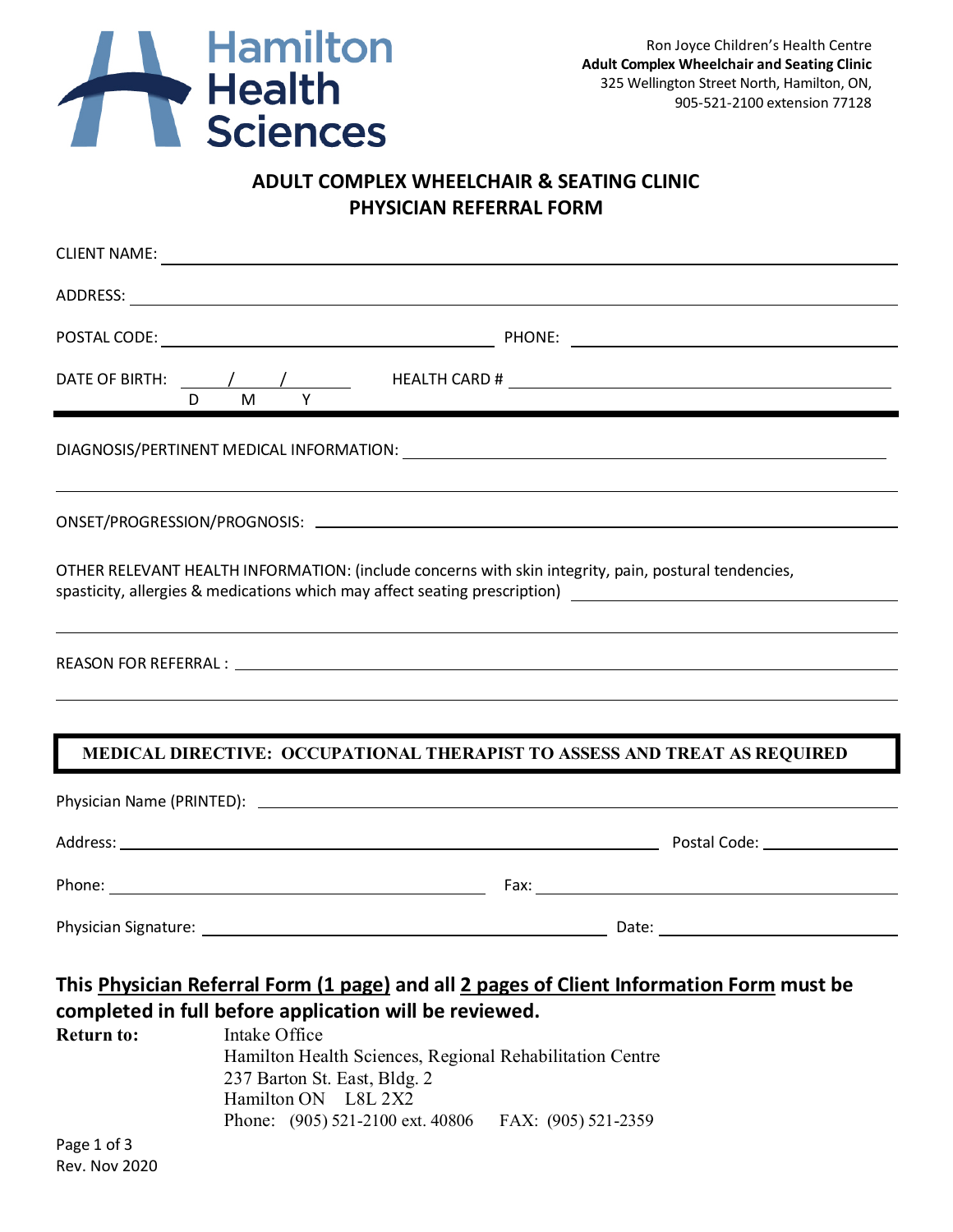Hamilton Health Sciences

Ron Joyce Children's Health Centre
**Adult Complex Wheelchair and Seating Clinic**
325 Wellington Street North, Hamilton, ON,
905-521-2100 extension 77128

# ADULT COMPLEX WHEELCHAIR & SEATING CLINIC
# PHYSICIAN REFERRAL FORM

CLIENT NAME: ______________________________________________

ADDRESS: ______________________________________________

POSTAL CODE: ____________________ PHONE: ____________________

DATE OF BIRTH: ____/____/____ (D / M / Y) HEALTH CARD # ____________________

---

DIAGNOSIS/PERTINENT MEDICAL INFORMATION: ______________________________________________

______________________________________________

ONSET/PROGRESSION/PROGNOSIS: ______________________________________________

OTHER RELEVANT HEALTH INFORMATION: (include concerns with skin integrity, pain, postural tendencies, spasticity, allergies & medications which may affect seating prescription) ______________________________________________

______________________________________________

REASON FOR REFERRAL : ______________________________________________

______________________________________________

**MEDICAL DIRECTIVE: OCCUPATIONAL THERAPIST TO ASSESS AND TREAT AS REQUIRED**

Physician Name (PRINTED): ______________________________________________

Address: ______________________________ Postal Code: ______________

Phone: ______________________________ Fax: ______________________________

Physician Signature: ______________________________ Date: ______________

**This Physician Referral Form (1 page) and all 2 pages of Client Information Form must be completed in full before application will be reviewed.**

**Return to:**
Intake Office
Hamilton Health Sciences, Regional Rehabilitation Centre
237 Barton St. East, Bldg. 2
Hamilton ON L8L 2X2
Phone: (905) 521-2100 ext. 40806 FAX: (905) 521-2359

Rev. Nov 2020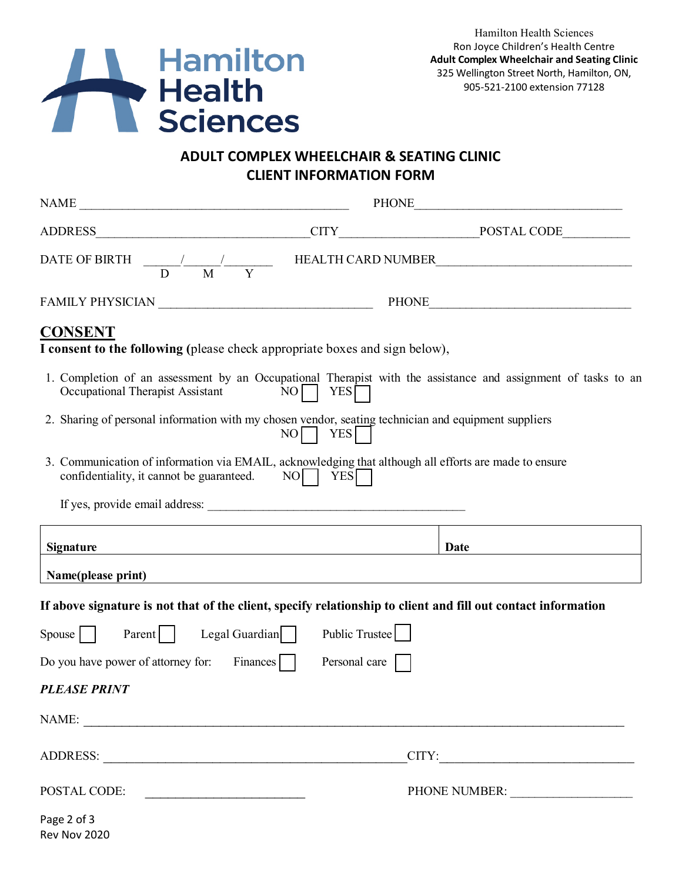Hamilton Health Sciences
Ron Joyce Children's Health Centre
**Adult Complex Wheelchair and Seating Clinic**
325 Wellington Street North, Hamilton, ON,
905-521-2100 extension 77128

# ADULT COMPLEX WHEELCHAIR & SEATING CLINIC
## CLIENT INFORMATION FORM

NAME ____________________________________________ PHONE________________________________

ADDRESS_________________________________CITY______________________POSTAL CODE__________

DATE OF BIRTH ______/______/________ (D M Y) HEALTH CARD NUMBER______________________________

FAMILY PHYSICIAN _________________________________ PHONE________________________________

## CONSENT

**I consent to the following (**please check appropriate boxes and sign below),

1. Completion of an assessment by an Occupational Therapist with the assistance and assignment of tasks to an Occupational Therapist Assistant NO ☐ YES ☐
2. Sharing of personal information with my chosen vendor, seating technician and equipment suppliers NO ☐ YES ☐
3. Communication of information via EMAIL, acknowledging that although all efforts are made to ensure confidentiality, it cannot be guaranteed. NO ☐ YES ☐

   If yes, provide email address: __________________________________________

| **Signature** | **Date** |
|---|---|
| **Name(please print)** | |

**If above signature is not that of the client, specify relationship to client and fill out contact information**

Spouse ☐ Parent ☐ Legal Guardian ☐ Public Trustee ☐

Do you have power of attorney for: Finances ☐ Personal care ☐

***PLEASE PRINT***

NAME: ________________________________________________________________________________

ADDRESS: ________________________________________________ CITY:______________________________

POSTAL CODE: __________________________ PHONE NUMBER: ___________________

Rev Nov 2020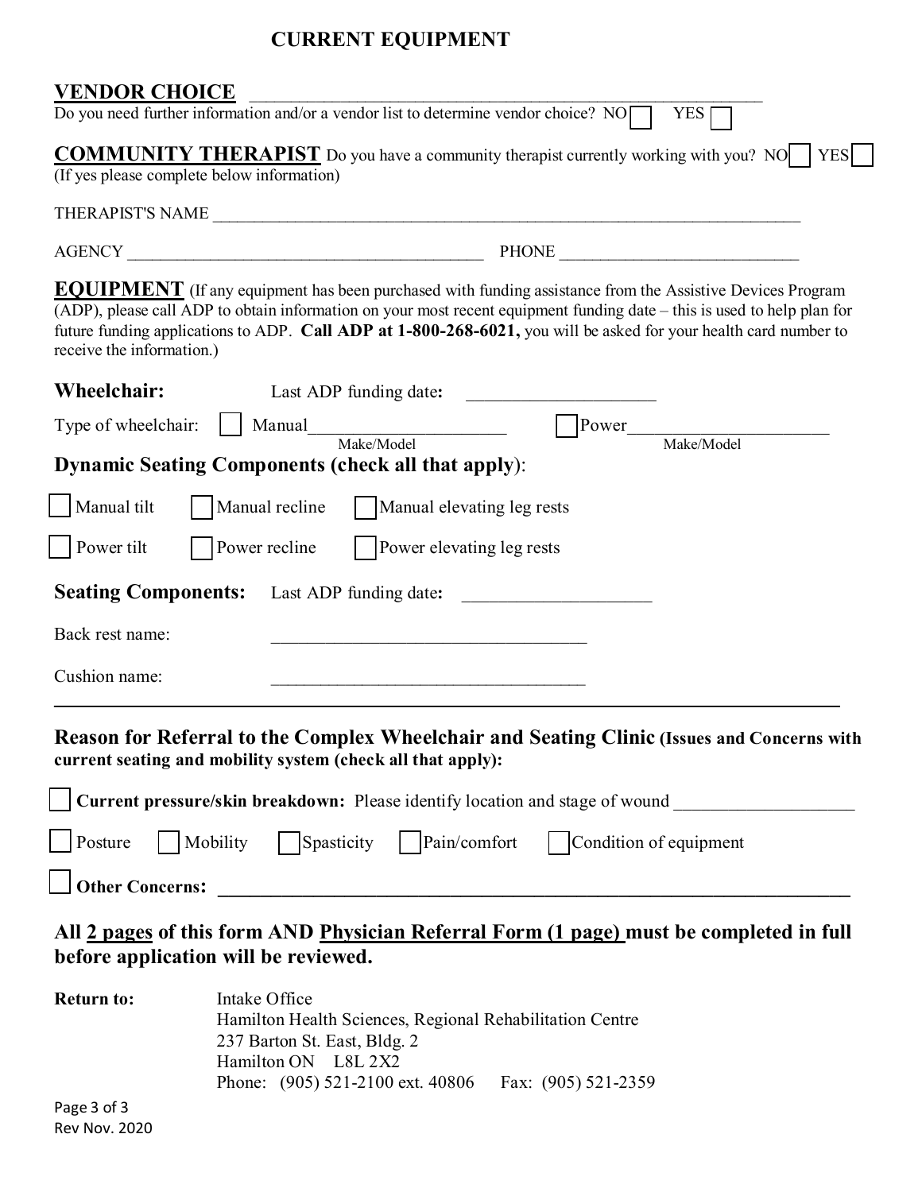# CURRENT EQUIPMENT

**VENDOR CHOICE** ______________________________________________

Do you need further information and/or a vendor list to determine vendor choice? NO ☐ YES ☐

**COMMUNITY THERAPIST** Do you have a community therapist currently working with you? NO ☐ YES ☐
(If yes please complete below information)

THERAPIST'S NAME ______________________________________________

AGENCY ______________________________ PHONE ______________________

**EQUIPMENT** (If any equipment has been purchased with funding assistance from the Assistive Devices Program (ADP), please call ADP to obtain information on your most recent equipment funding date – this is used to help plan for future funding applications to ADP. **Call ADP at 1-800-268-6021,** you will be asked for your health card number to receive the information.)

**Wheelchair:** Last ADP funding date**:** ____________________

Type of wheelchair: ☐ Manual____________________ (Make/Model) ☐ Power____________________ (Make/Model)

**Dynamic Seating Components (check all that apply)**:

☐ Manual tilt ☐ Manual recline ☐ Manual elevating leg rests

☐ Power tilt ☐ Power recline ☐ Power elevating leg rests

**Seating Components:** Last ADP funding date**:** ____________________

Back rest name: ______________________________

Cushion name: ______________________________

---

**Reason for Referral to the Complex Wheelchair and Seating Clinic (Issues and Concerns with current seating and mobility system (check all that apply):**

☐ **Current pressure/skin breakdown:** Please identify location and stage of wound ____________________

☐ Posture ☐ Mobility ☐ Spasticity ☐ Pain/comfort ☐ Condition of equipment

☐ **Other Concerns: ______________________________________________**

**All 2 pages of this form AND Physician Referral Form (1 page) must be completed in full before application will be reviewed.**

**Return to:** Intake Office
Hamilton Health Sciences, Regional Rehabilitation Centre
237 Barton St. East, Bldg. 2
Hamilton ON L8L 2X2
Phone: (905) 521-2100 ext. 40806 Fax: (905) 521-2359

Rev Nov. 2020